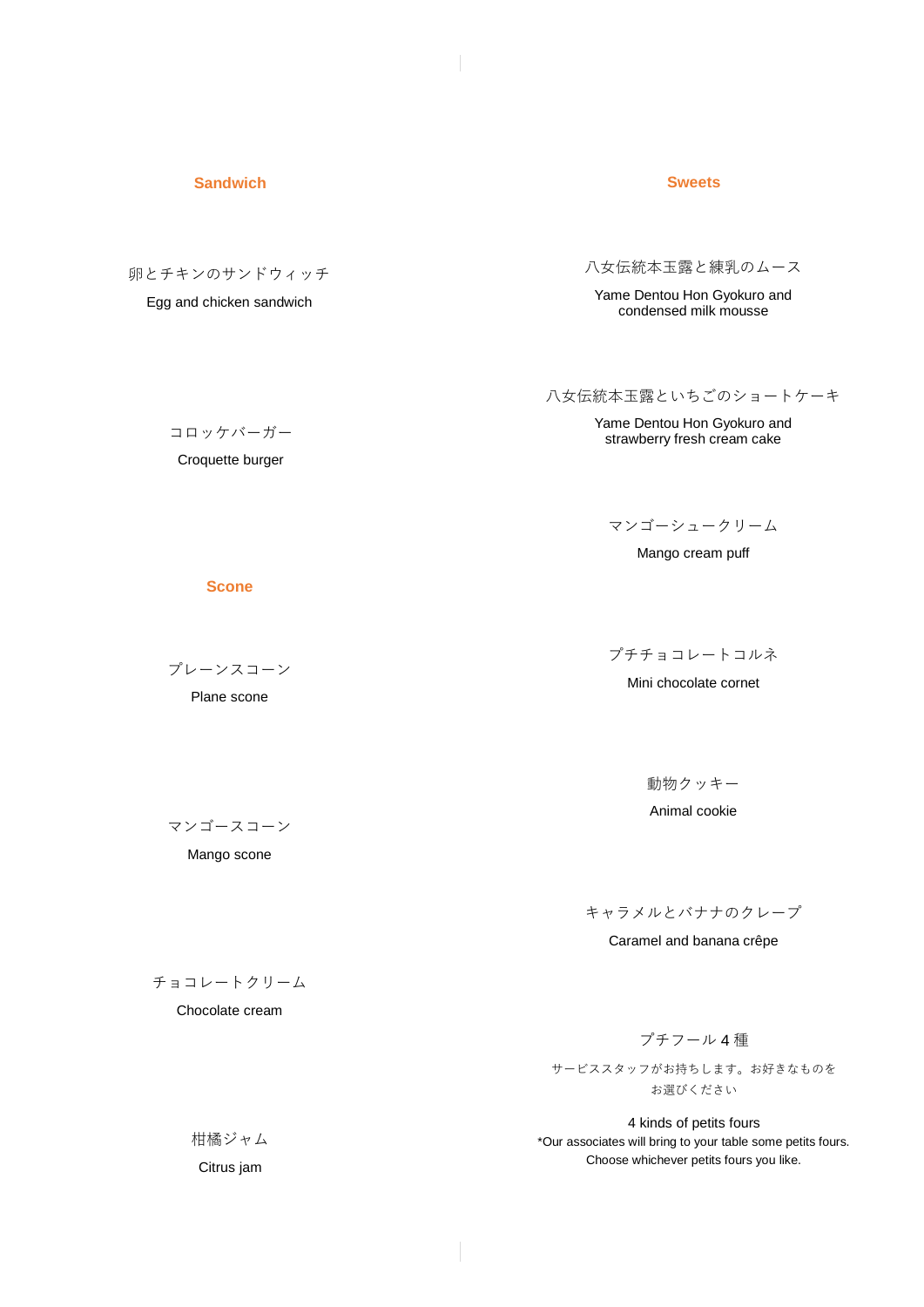## Sandwich

卵とチキンのサンドウィッチ

Egg and chicken sandwich

コロッケバーガー

Croquette burger

## Scone

プレーンスコーン

Plane scone

マンゴースコーン

Mango scone

チョコレートクリーム

Chocolate cream

柑橘ジャム

Citrus jam

## Sweets

八女伝統本玉露と練乳のムース

Yame Dentou Hon Gyokuro and condensed milk mousse

八女伝統本玉露といちごのショートケーキ

Yame Dentou Hon Gyokuro and strawberry fresh cream cake

マンゴーシュークリーム

Mango cream puff

プチチョコレートコルネ

Mini chocolate cornet

動物クッキー

Animal cookie

キャラメルとバナナのクレープ

Caramel and banana crêpe

プチフール 4 種

サービススタッフがお持ちします。お好きなものをお選びください

4 kinds of petits fours

*Our associates will bring to your table some petits fours. Choose whichever petits fours you like.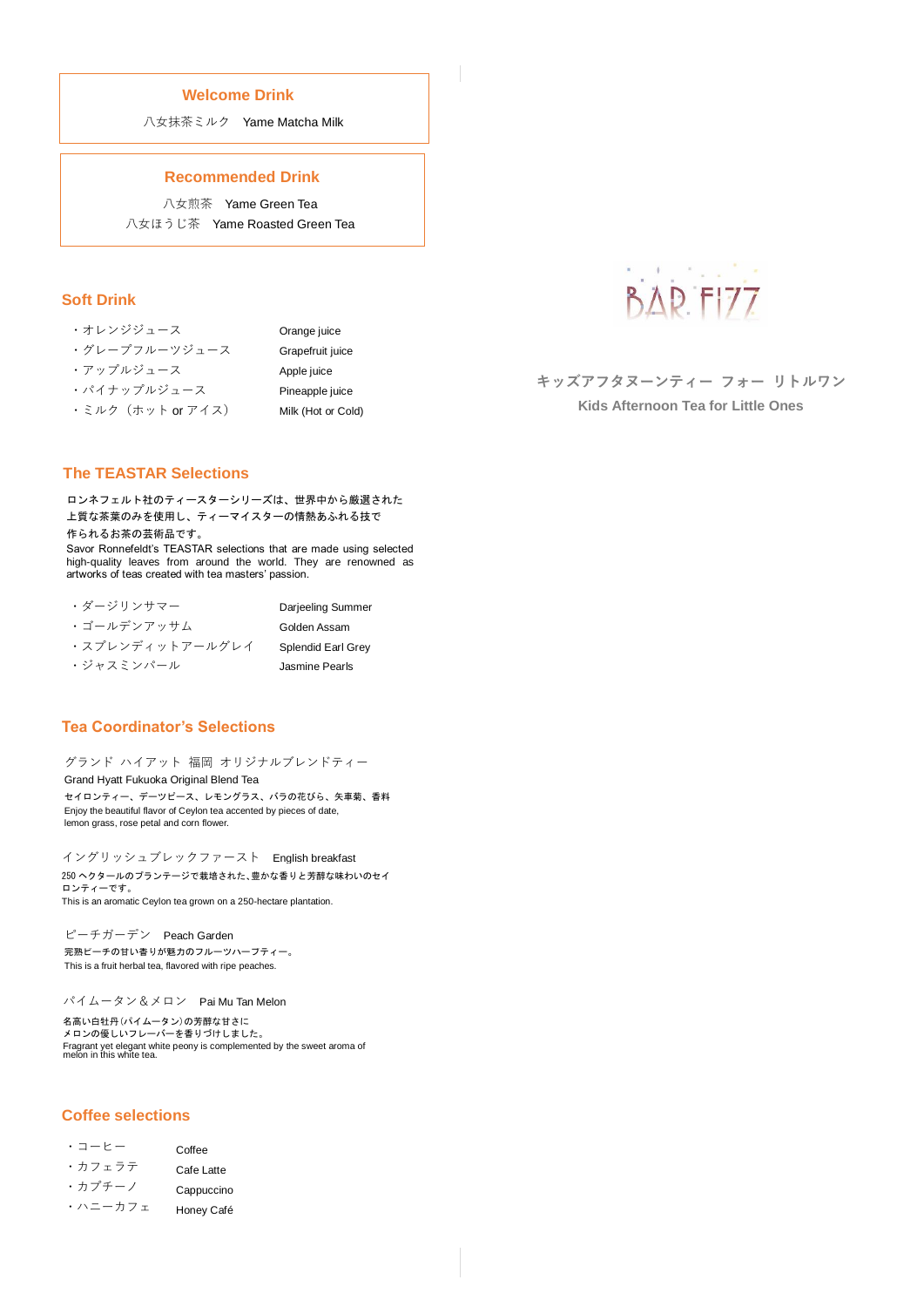## Welcome Drink

八女抹茶ミルク　Yame Matcha Milk

## Recommended Drink

八女煎茶　Yame Green Tea

八女ほうじ茶　Yame Roasted Green Tea

## Soft Drink

| | |
|---|---|
| ・オレンジジュース | Orange juice |
| ・グレープフルーツジュース | Grapefruit juice |
| ・アップルジュース | Apple juice |
| ・パイナップルジュース | Pineapple juice |
| ・ミルク（ホット or アイス） | Milk (Hot or Cold) |

## The TEASTAR Selections

ロンネフェルト社のティースターシリーズは、世界中から厳選された上質な茶葉のみを使用し、ティーマイスターの情熱あふれる技で作られるお茶の芸術品です。

Savor Ronnefeldt's TEASTAR selections that are made using selected high-quality leaves from around the world. They are renowned as artworks of teas created with tea masters' passion.

| | |
|---|---|
| ・ダージリンサマー | Darjeeling Summer |
| ・ゴールデンアッサム | Golden Assam |
| ・スプレンディットアールグレイ | Splendid Earl Grey |
| ・ジャスミンパール | Jasmine Pearls |

## Tea Coordinator's Selections

グランド ハイアット 福岡 オリジナルブレンドティー
Grand Hyatt Fukuoka Original Blend Tea

セイロンティー、デーツピース、レモングラス、バラの花びら、矢車菊、香料
Enjoy the beautiful flavor of Ceylon tea accented by pieces of date, lemon grass, rose petal and corn flower.

イングリッシュブレックファースト　English breakfast

250 ヘクタールのプランテージで栽培された、豊かな香りと芳醇な味わいのセイロンティーです。
This is an aromatic Ceylon tea grown on a 250-hectare plantation.

ピーチガーデン　Peach Garden

完熟ピーチの甘い香りが魅力のフルーツハーブティー。
This is a fruit herbal tea, flavored with ripe peaches.

パイムータン＆メロン　Pai Mu Tan Melon

名高い白牡丹(パイムータン)の芳醇な甘さにメロンの優しいフレーバーを香りづけしました。
Fragrant yet elegant white peony is complemented by the sweet aroma of melon in this white tea.

## Coffee selections

| | |
|---|---|
| ・コーヒー | Coffee |
| ・カフェラテ | Cafe Latte |
| ・カプチーノ | Cappuccino |
| ・ハニーカフェ | Honey Café |

BAR FIZZ

キッズアフタヌーンティー フォー リトルワン

Kids Afternoon Tea for Little Ones